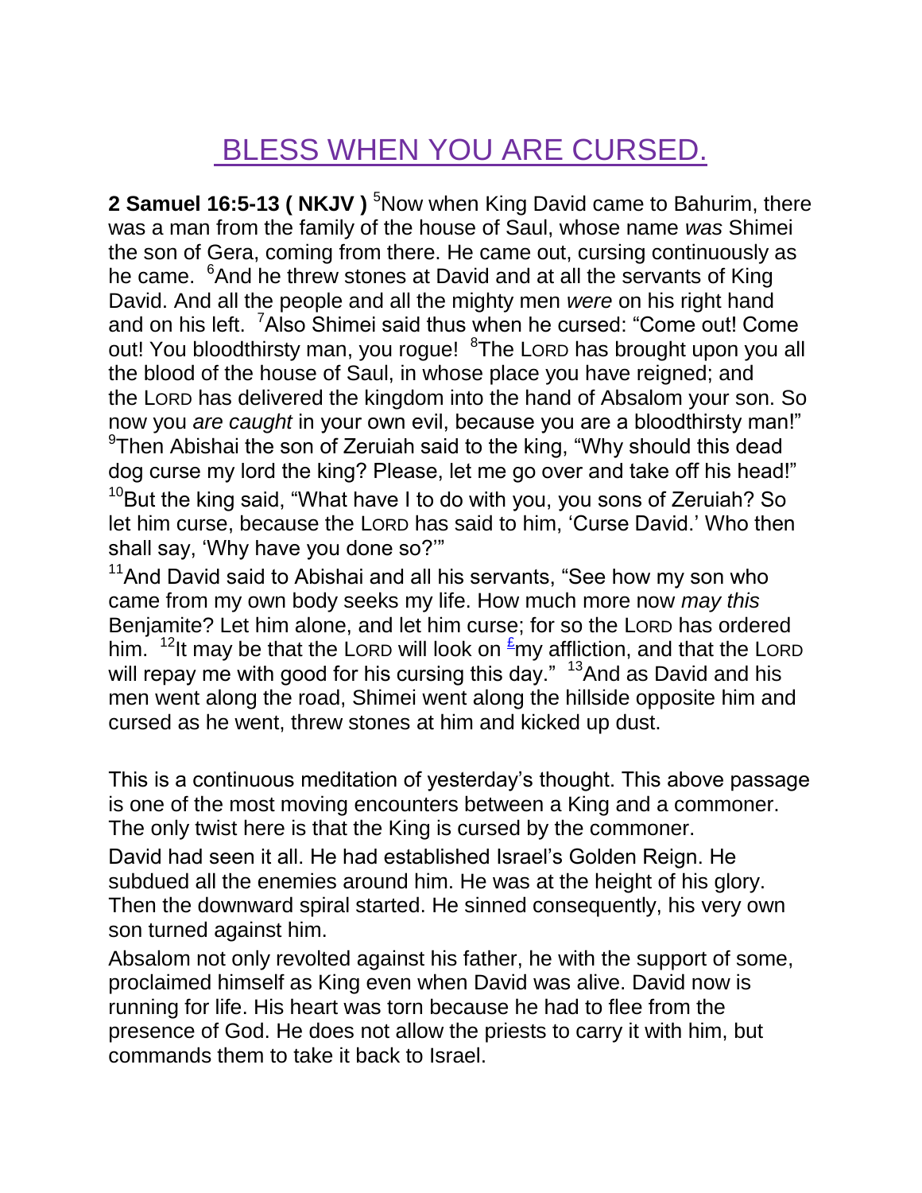# BLESS WHEN YOU ARE CURSED.

**2 Samuel 16:5-13 ( NKJV )** [5]Now when King David came to Bahurim, there was a man from the family of the house of Saul, whose name *was* Shimei the son of Gera, coming from there. He came out, cursing continuously as he came. [6]And he threw stones at David and at all the servants of King David. And all the people and all the mighty men *were* on his right hand and on his left. [7]Also Shimei said thus when he cursed: "Come out! Come out! You bloodthirsty man, you rogue! [8]The LORD has brought upon you all the blood of the house of Saul, in whose place you have reigned; and the LORD has delivered the kingdom into the hand of Absalom your son. So now you *are caught* in your own evil, because you are a bloodthirsty man!" [9]Then Abishai the son of Zeruiah said to the king, "Why should this dead dog curse my lord the king? Please, let me go over and take off his head!" [10]But the king said, "What have I to do with you, you sons of Zeruiah? So let him curse, because the LORD has said to him, 'Curse David.' Who then shall say, 'Why have you done so?'"

[11]And David said to Abishai and all his servants, "See how my son who came from my own body seeks my life. How much more now *may this* Benjamite? Let him alone, and let him curse; for so the LORD has ordered him. [12]It may be that the LORD will look on [£]my affliction, and that the LORD will repay me with good for his cursing this day." [13]And as David and his men went along the road, Shimei went along the hillside opposite him and cursed as he went, threw stones at him and kicked up dust.

This is a continuous meditation of yesterday's thought. This above passage is one of the most moving encounters between a King and a commoner. The only twist here is that the King is cursed by the commoner.

David had seen it all. He had established Israel's Golden Reign. He subdued all the enemies around him. He was at the height of his glory. Then the downward spiral started. He sinned consequently, his very own son turned against him.

Absalom not only revolted against his father, he with the support of some, proclaimed himself as King even when David was alive. David now is running for life. His heart was torn because he had to flee from the presence of God. He does not allow the priests to carry it with him, but commands them to take it back to Israel.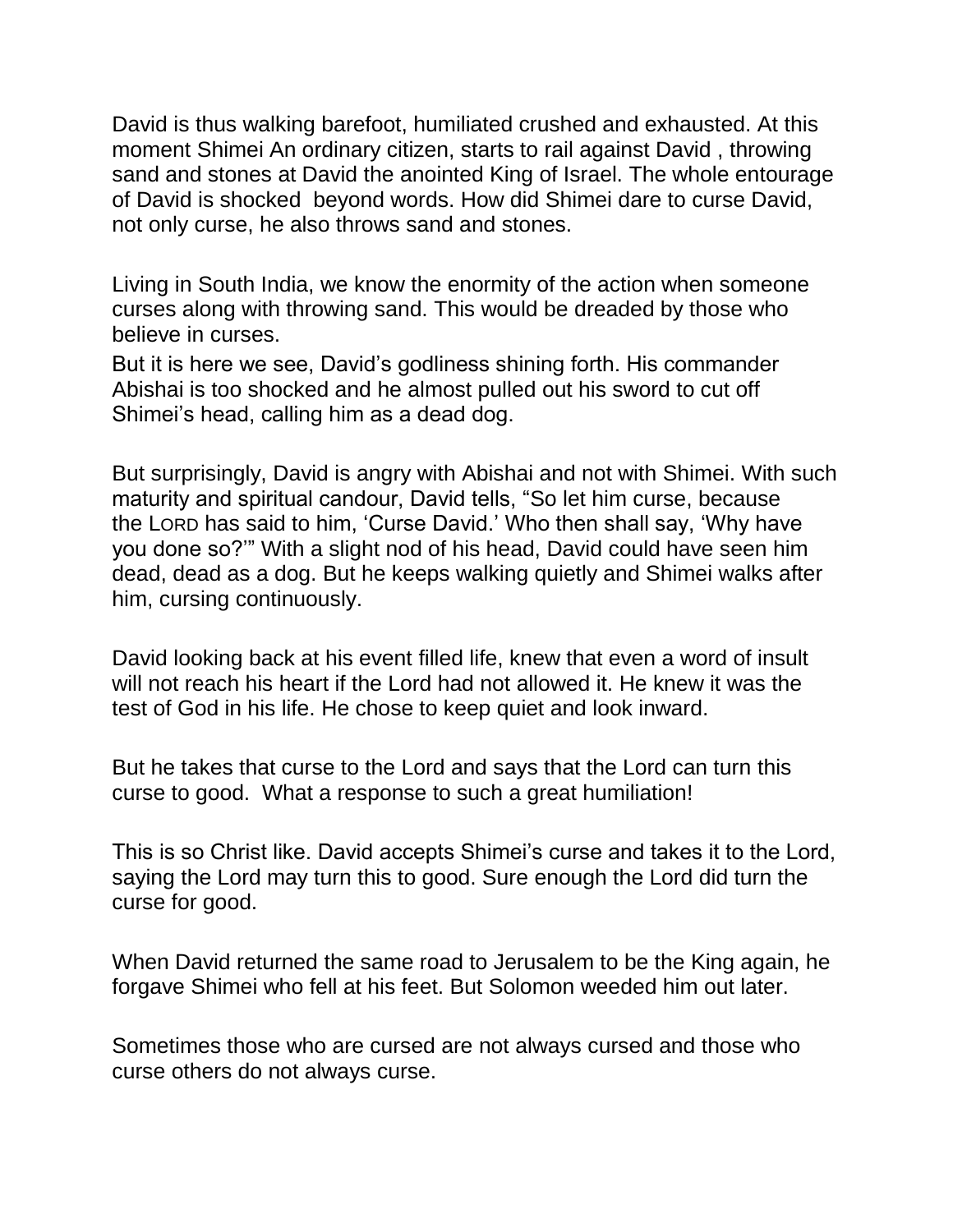David is thus walking barefoot, humiliated crushed and exhausted. At this moment Shimei An ordinary citizen, starts to rail against David , throwing sand and stones at David the anointed King of Israel. The whole entourage of David is shocked  beyond words. How did Shimei dare to curse David, not only curse, he also throws sand and stones.

Living in South India, we know the enormity of the action when someone curses along with throwing sand. This would be dreaded by those who believe in curses.

But it is here we see, David's godliness shining forth. His commander Abishai is too shocked and he almost pulled out his sword to cut off Shimei's head, calling him as a dead dog.

But surprisingly, David is angry with Abishai and not with Shimei. With such maturity and spiritual candour, David tells, "So let him curse, because the LORD has said to him, 'Curse David.' Who then shall say, 'Why have you done so?'" With a slight nod of his head, David could have seen him dead, dead as a dog. But he keeps walking quietly and Shimei walks after him, cursing continuously.

David looking back at his event filled life, knew that even a word of insult will not reach his heart if the Lord had not allowed it. He knew it was the test of God in his life. He chose to keep quiet and look inward.

But he takes that curse to the Lord and says that the Lord can turn this curse to good.  What a response to such a great humiliation!

This is so Christ like. David accepts Shimei's curse and takes it to the Lord, saying the Lord may turn this to good. Sure enough the Lord did turn the curse for good.

When David returned the same road to Jerusalem to be the King again, he forgave Shimei who fell at his feet. But Solomon weeded him out later.

Sometimes those who are cursed are not always cursed and those who curse others do not always curse.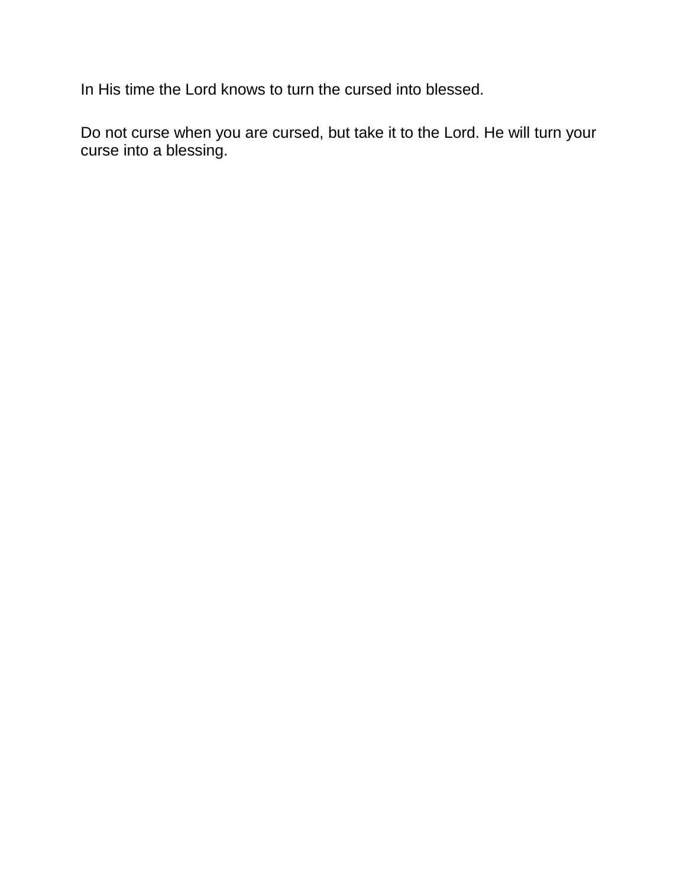In His time the Lord knows to turn the cursed into blessed.

Do not curse when you are cursed, but take it to the Lord. He will turn your curse into a blessing.